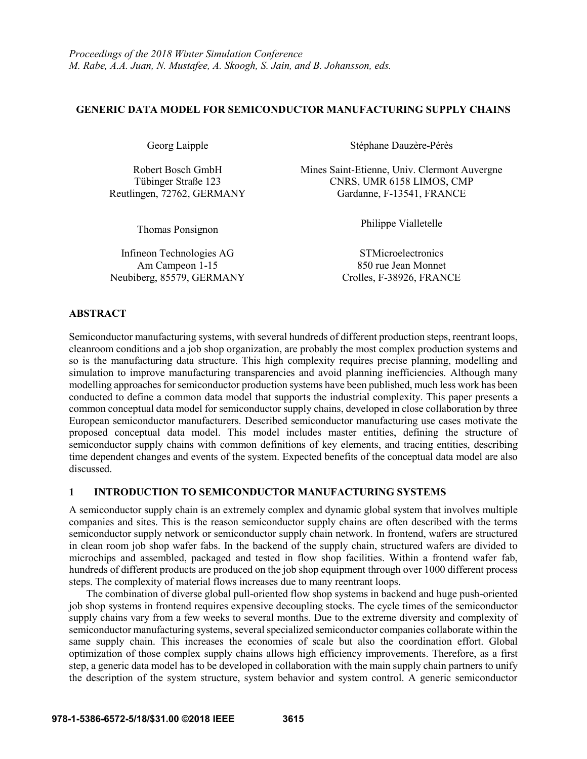*Proceedings of the 2018 Winter Simulation Conference*
*M. Rabe, A.A. Juan, N. Mustafee, A. Skoogh, S. Jain, and B. Johansson, eds.*

# GENERIC DATA MODEL FOR SEMICONDUCTOR MANUFACTURING SUPPLY CHAINS

Georg Laipple

Robert Bosch GmbH
Tübinger Straße 123
Reutlingen, 72762, GERMANY

Stéphane Dauzère-Pérès

Mines Saint-Etienne, Univ. Clermont Auvergne
CNRS, UMR 6158 LIMOS, CMP
Gardanne, F-13541, FRANCE

Thomas Ponsignon

Infineon Technologies AG
Am Campeon 1-15
Neubiberg, 85579, GERMANY

Philippe Vialletelle

STMicroelectronics
850 rue Jean Monnet
Crolles, F-38926, FRANCE

## ABSTRACT

Semiconductor manufacturing systems, with several hundreds of different production steps, reentrant loops, cleanroom conditions and a job shop organization, are probably the most complex production systems and so is the manufacturing data structure. This high complexity requires precise planning, modelling and simulation to improve manufacturing transparencies and avoid planning inefficiencies. Although many modelling approaches for semiconductor production systems have been published, much less work has been conducted to define a common data model that supports the industrial complexity. This paper presents a common conceptual data model for semiconductor supply chains, developed in close collaboration by three European semiconductor manufacturers. Described semiconductor manufacturing use cases motivate the proposed conceptual data model. This model includes master entities, defining the structure of semiconductor supply chains with common definitions of key elements, and tracing entities, describing time dependent changes and events of the system. Expected benefits of the conceptual data model are also discussed.

## 1 INTRODUCTION TO SEMICONDUCTOR MANUFACTURING SYSTEMS

A semiconductor supply chain is an extremely complex and dynamic global system that involves multiple companies and sites. This is the reason semiconductor supply chains are often described with the terms semiconductor supply network or semiconductor supply chain network. In frontend, wafers are structured in clean room job shop wafer fabs. In the backend of the supply chain, structured wafers are divided to microchips and assembled, packaged and tested in flow shop facilities. Within a frontend wafer fab, hundreds of different products are produced on the job shop equipment through over 1000 different process steps. The complexity of material flows increases due to many reentrant loops.

The combination of diverse global pull-oriented flow shop systems in backend and huge push-oriented job shop systems in frontend requires expensive decoupling stocks. The cycle times of the semiconductor supply chains vary from a few weeks to several months. Due to the extreme diversity and complexity of semiconductor manufacturing systems, several specialized semiconductor companies collaborate within the same supply chain. This increases the economies of scale but also the coordination effort. Global optimization of those complex supply chains allows high efficiency improvements. Therefore, as a first step, a generic data model has to be developed in collaboration with the main supply chain partners to unify the description of the system structure, system behavior and system control. A generic semiconductor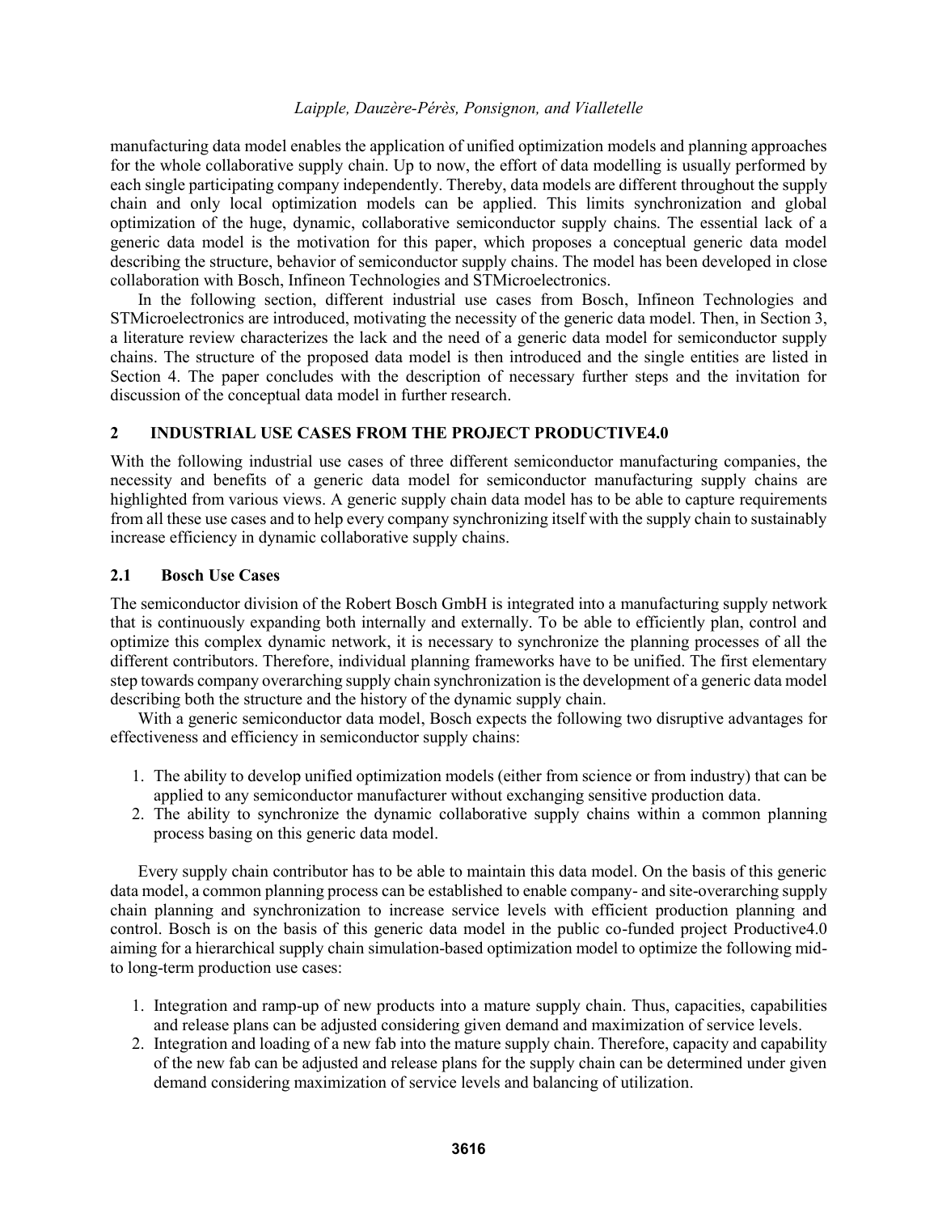manufacturing data model enables the application of unified optimization models and planning approaches for the whole collaborative supply chain. Up to now, the effort of data modelling is usually performed by each single participating company independently. Thereby, data models are different throughout the supply chain and only local optimization models can be applied. This limits synchronization and global optimization of the huge, dynamic, collaborative semiconductor supply chains. The essential lack of a generic data model is the motivation for this paper, which proposes a conceptual generic data model describing the structure, behavior of semiconductor supply chains. The model has been developed in close collaboration with Bosch, Infineon Technologies and STMicroelectronics.

In the following section, different industrial use cases from Bosch, Infineon Technologies and STMicroelectronics are introduced, motivating the necessity of the generic data model. Then, in Section 3, a literature review characterizes the lack and the need of a generic data model for semiconductor supply chains. The structure of the proposed data model is then introduced and the single entities are listed in Section 4. The paper concludes with the description of necessary further steps and the invitation for discussion of the conceptual data model in further research.

## 2 INDUSTRIAL USE CASES FROM THE PROJECT PRODUCTIVE4.0

With the following industrial use cases of three different semiconductor manufacturing companies, the necessity and benefits of a generic data model for semiconductor manufacturing supply chains are highlighted from various views. A generic supply chain data model has to be able to capture requirements from all these use cases and to help every company synchronizing itself with the supply chain to sustainably increase efficiency in dynamic collaborative supply chains.

### 2.1 Bosch Use Cases

The semiconductor division of the Robert Bosch GmbH is integrated into a manufacturing supply network that is continuously expanding both internally and externally. To be able to efficiently plan, control and optimize this complex dynamic network, it is necessary to synchronize the planning processes of all the different contributors. Therefore, individual planning frameworks have to be unified. The first elementary step towards company overarching supply chain synchronization is the development of a generic data model describing both the structure and the history of the dynamic supply chain.

With a generic semiconductor data model, Bosch expects the following two disruptive advantages for effectiveness and efficiency in semiconductor supply chains:

1. The ability to develop unified optimization models (either from science or from industry) that can be applied to any semiconductor manufacturer without exchanging sensitive production data.
2. The ability to synchronize the dynamic collaborative supply chains within a common planning process basing on this generic data model.

Every supply chain contributor has to be able to maintain this data model. On the basis of this generic data model, a common planning process can be established to enable company- and site-overarching supply chain planning and synchronization to increase service levels with efficient production planning and control. Bosch is on the basis of this generic data model in the public co-funded project Productive4.0 aiming for a hierarchical supply chain simulation-based optimization model to optimize the following mid- to long-term production use cases:

1. Integration and ramp-up of new products into a mature supply chain. Thus, capacities, capabilities and release plans can be adjusted considering given demand and maximization of service levels.
2. Integration and loading of a new fab into the mature supply chain. Therefore, capacity and capability of the new fab can be adjusted and release plans for the supply chain can be determined under given demand considering maximization of service levels and balancing of utilization.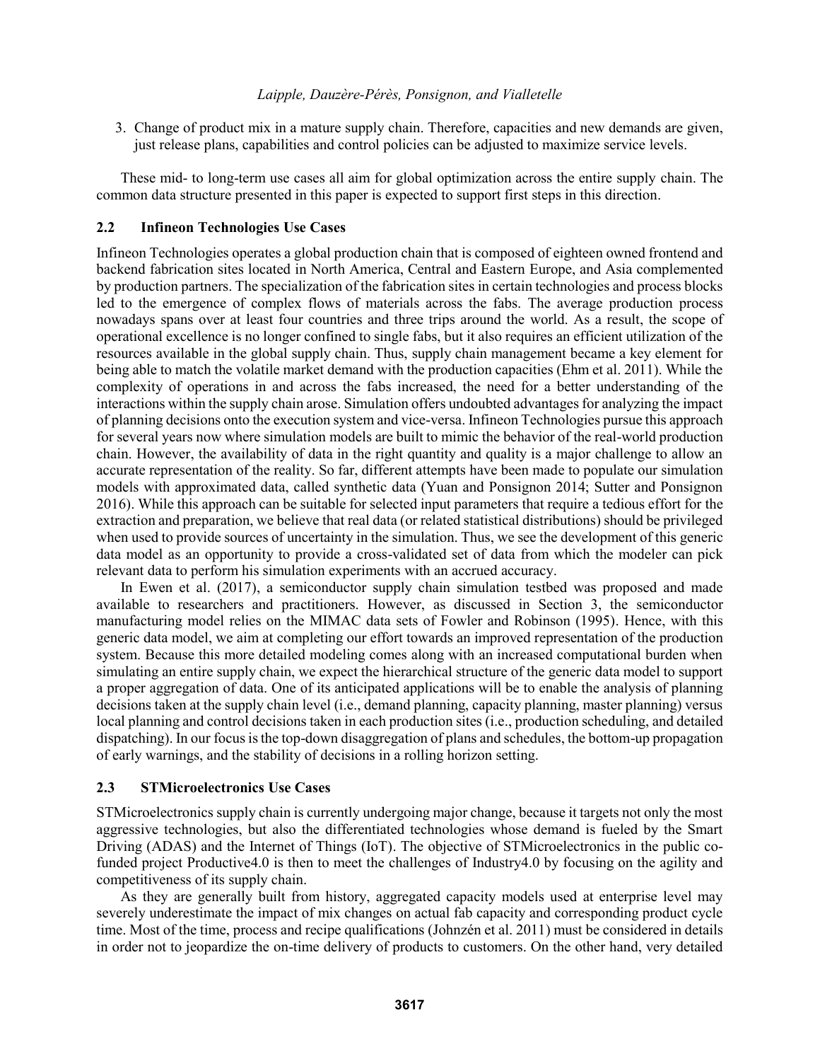3. Change of product mix in a mature supply chain. Therefore, capacities and new demands are given, just release plans, capabilities and control policies can be adjusted to maximize service levels.

These mid- to long-term use cases all aim for global optimization across the entire supply chain. The common data structure presented in this paper is expected to support first steps in this direction.

### 2.2 Infineon Technologies Use Cases

Infineon Technologies operates a global production chain that is composed of eighteen owned frontend and backend fabrication sites located in North America, Central and Eastern Europe, and Asia complemented by production partners. The specialization of the fabrication sites in certain technologies and process blocks led to the emergence of complex flows of materials across the fabs. The average production process nowadays spans over at least four countries and three trips around the world. As a result, the scope of operational excellence is no longer confined to single fabs, but it also requires an efficient utilization of the resources available in the global supply chain. Thus, supply chain management became a key element for being able to match the volatile market demand with the production capacities (Ehm et al. 2011). While the complexity of operations in and across the fabs increased, the need for a better understanding of the interactions within the supply chain arose. Simulation offers undoubted advantages for analyzing the impact of planning decisions onto the execution system and vice-versa. Infineon Technologies pursue this approach for several years now where simulation models are built to mimic the behavior of the real-world production chain. However, the availability of data in the right quantity and quality is a major challenge to allow an accurate representation of the reality. So far, different attempts have been made to populate our simulation models with approximated data, called synthetic data (Yuan and Ponsignon 2014; Sutter and Ponsignon 2016). While this approach can be suitable for selected input parameters that require a tedious effort for the extraction and preparation, we believe that real data (or related statistical distributions) should be privileged when used to provide sources of uncertainty in the simulation. Thus, we see the development of this generic data model as an opportunity to provide a cross-validated set of data from which the modeler can pick relevant data to perform his simulation experiments with an accrued accuracy.

In Ewen et al. (2017), a semiconductor supply chain simulation testbed was proposed and made available to researchers and practitioners. However, as discussed in Section 3, the semiconductor manufacturing model relies on the MIMAC data sets of Fowler and Robinson (1995). Hence, with this generic data model, we aim at completing our effort towards an improved representation of the production system. Because this more detailed modeling comes along with an increased computational burden when simulating an entire supply chain, we expect the hierarchical structure of the generic data model to support a proper aggregation of data. One of its anticipated applications will be to enable the analysis of planning decisions taken at the supply chain level (i.e., demand planning, capacity planning, master planning) versus local planning and control decisions taken in each production sites (i.e., production scheduling, and detailed dispatching). In our focus is the top-down disaggregation of plans and schedules, the bottom-up propagation of early warnings, and the stability of decisions in a rolling horizon setting.

### 2.3 STMicroelectronics Use Cases

STMicroelectronics supply chain is currently undergoing major change, because it targets not only the most aggressive technologies, but also the differentiated technologies whose demand is fueled by the Smart Driving (ADAS) and the Internet of Things (IoT). The objective of STMicroelectronics in the public co-funded project Productive4.0 is then to meet the challenges of Industry4.0 by focusing on the agility and competitiveness of its supply chain.

As they are generally built from history, aggregated capacity models used at enterprise level may severely underestimate the impact of mix changes on actual fab capacity and corresponding product cycle time. Most of the time, process and recipe qualifications (Johnzén et al. 2011) must be considered in details in order not to jeopardize the on-time delivery of products to customers. On the other hand, very detailed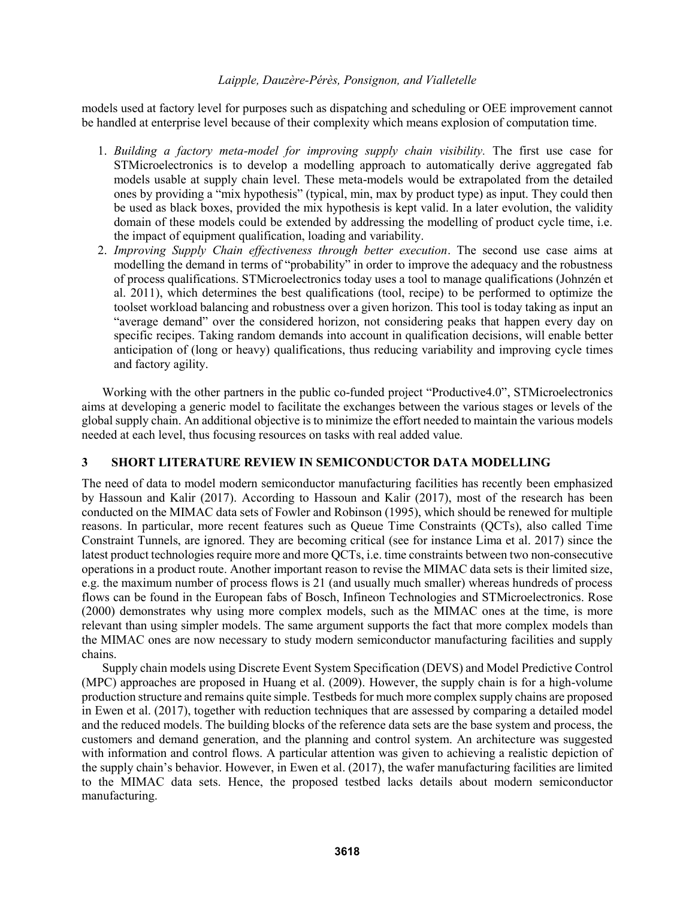models used at factory level for purposes such as dispatching and scheduling or OEE improvement cannot be handled at enterprise level because of their complexity which means explosion of computation time.

1. *Building a factory meta-model for improving supply chain visibility.* The first use case for STMicroelectronics is to develop a modelling approach to automatically derive aggregated fab models usable at supply chain level. These meta-models would be extrapolated from the detailed ones by providing a "mix hypothesis" (typical, min, max by product type) as input. They could then be used as black boxes, provided the mix hypothesis is kept valid. In a later evolution, the validity domain of these models could be extended by addressing the modelling of product cycle time, i.e. the impact of equipment qualification, loading and variability.
2. *Improving Supply Chain effectiveness through better execution*. The second use case aims at modelling the demand in terms of "probability" in order to improve the adequacy and the robustness of process qualifications. STMicroelectronics today uses a tool to manage qualifications (Johnzén et al. 2011), which determines the best qualifications (tool, recipe) to be performed to optimize the toolset workload balancing and robustness over a given horizon. This tool is today taking as input an "average demand" over the considered horizon, not considering peaks that happen every day on specific recipes. Taking random demands into account in qualification decisions, will enable better anticipation of (long or heavy) qualifications, thus reducing variability and improving cycle times and factory agility.

Working with the other partners in the public co-funded project "Productive4.0", STMicroelectronics aims at developing a generic model to facilitate the exchanges between the various stages or levels of the global supply chain. An additional objective is to minimize the effort needed to maintain the various models needed at each level, thus focusing resources on tasks with real added value.

## 3 SHORT LITERATURE REVIEW IN SEMICONDUCTOR DATA MODELLING

The need of data to model modern semiconductor manufacturing facilities has recently been emphasized by Hassoun and Kalir (2017). According to Hassoun and Kalir (2017), most of the research has been conducted on the MIMAC data sets of Fowler and Robinson (1995), which should be renewed for multiple reasons. In particular, more recent features such as Queue Time Constraints (QCTs), also called Time Constraint Tunnels, are ignored. They are becoming critical (see for instance Lima et al. 2017) since the latest product technologies require more and more QCTs, i.e. time constraints between two non-consecutive operations in a product route. Another important reason to revise the MIMAC data sets is their limited size, e.g. the maximum number of process flows is 21 (and usually much smaller) whereas hundreds of process flows can be found in the European fabs of Bosch, Infineon Technologies and STMicroelectronics. Rose (2000) demonstrates why using more complex models, such as the MIMAC ones at the time, is more relevant than using simpler models. The same argument supports the fact that more complex models than the MIMAC ones are now necessary to study modern semiconductor manufacturing facilities and supply chains.

Supply chain models using Discrete Event System Specification (DEVS) and Model Predictive Control (MPC) approaches are proposed in Huang et al. (2009). However, the supply chain is for a high-volume production structure and remains quite simple. Testbeds for much more complex supply chains are proposed in Ewen et al. (2017), together with reduction techniques that are assessed by comparing a detailed model and the reduced models. The building blocks of the reference data sets are the base system and process, the customers and demand generation, and the planning and control system. An architecture was suggested with information and control flows. A particular attention was given to achieving a realistic depiction of the supply chain's behavior. However, in Ewen et al. (2017), the wafer manufacturing facilities are limited to the MIMAC data sets. Hence, the proposed testbed lacks details about modern semiconductor manufacturing.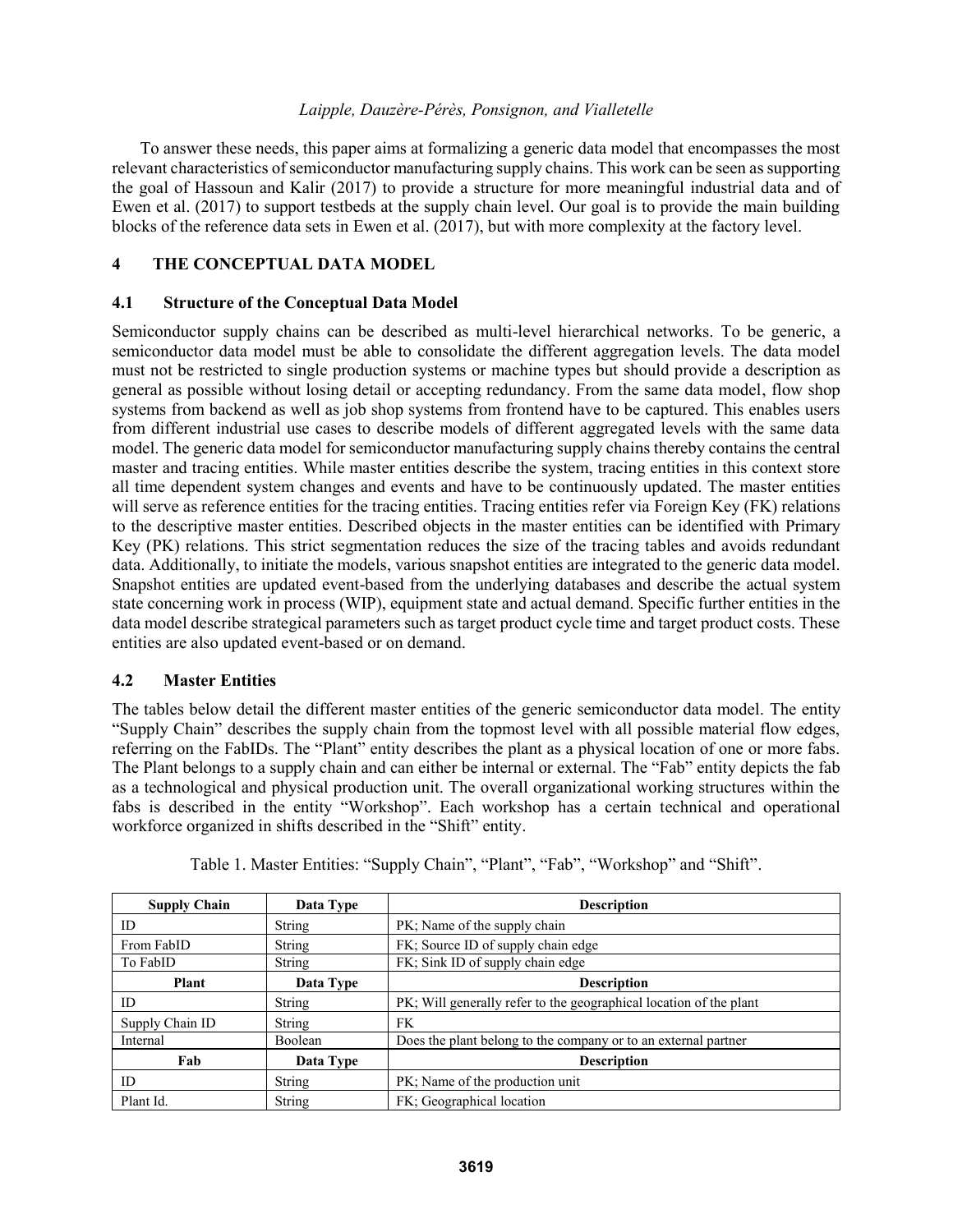To answer these needs, this paper aims at formalizing a generic data model that encompasses the most relevant characteristics of semiconductor manufacturing supply chains. This work can be seen as supporting the goal of Hassoun and Kalir (2017) to provide a structure for more meaningful industrial data and of Ewen et al. (2017) to support testbeds at the supply chain level. Our goal is to provide the main building blocks of the reference data sets in Ewen et al. (2017), but with more complexity at the factory level.

## 4 THE CONCEPTUAL DATA MODEL

### 4.1 Structure of the Conceptual Data Model

Semiconductor supply chains can be described as multi-level hierarchical networks. To be generic, a semiconductor data model must be able to consolidate the different aggregation levels. The data model must not be restricted to single production systems or machine types but should provide a description as general as possible without losing detail or accepting redundancy. From the same data model, flow shop systems from backend as well as job shop systems from frontend have to be captured. This enables users from different industrial use cases to describe models of different aggregated levels with the same data model. The generic data model for semiconductor manufacturing supply chains thereby contains the central master and tracing entities. While master entities describe the system, tracing entities in this context store all time dependent system changes and events and have to be continuously updated. The master entities will serve as reference entities for the tracing entities. Tracing entities refer via Foreign Key (FK) relations to the descriptive master entities. Described objects in the master entities can be identified with Primary Key (PK) relations. This strict segmentation reduces the size of the tracing tables and avoids redundant data. Additionally, to initiate the models, various snapshot entities are integrated to the generic data model. Snapshot entities are updated event-based from the underlying databases and describe the actual system state concerning work in process (WIP), equipment state and actual demand. Specific further entities in the data model describe strategical parameters such as target product cycle time and target product costs. These entities are also updated event-based or on demand.

### 4.2 Master Entities

The tables below detail the different master entities of the generic semiconductor data model. The entity "Supply Chain" describes the supply chain from the topmost level with all possible material flow edges, referring on the FabIDs. The "Plant" entity describes the plant as a physical location of one or more fabs. The Plant belongs to a supply chain and can either be internal or external. The "Fab" entity depicts the fab as a technological and physical production unit. The overall organizational working structures within the fabs is described in the entity "Workshop". Each workshop has a certain technical and operational workforce organized in shifts described in the "Shift" entity.

Table 1. Master Entities: "Supply Chain", "Plant", "Fab", "Workshop" and "Shift".

| **Supply Chain** | **Data Type** | **Description** |
|---|---|---|
| ID | String | PK; Name of the supply chain |
| From FabID | String | FK; Source ID of supply chain edge |
| To FabID | String | FK; Sink ID of supply chain edge |
| **Plant** | **Data Type** | **Description** |
| ID | String | PK; Will generally refer to the geographical location of the plant |
| Supply Chain ID | String | FK |
| Internal | Boolean | Does the plant belong to the company or to an external partner |
| **Fab** | **Data Type** | **Description** |
| ID | String | PK; Name of the production unit |
| Plant Id. | String | FK; Geographical location |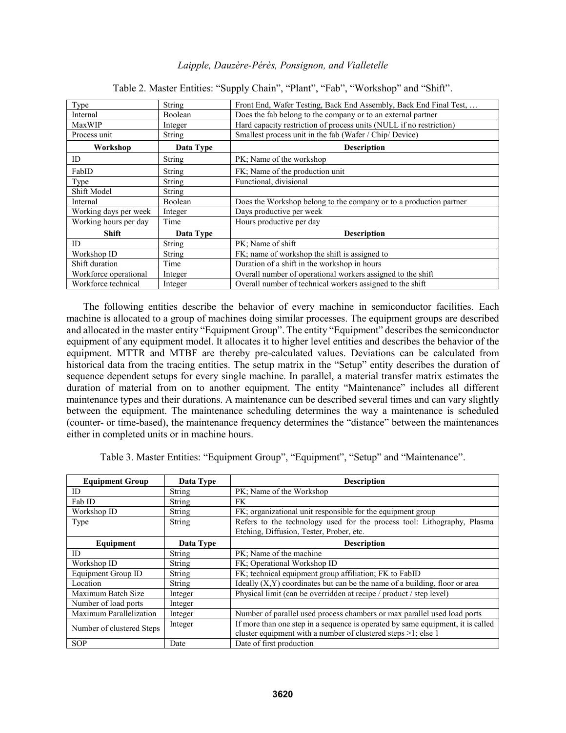Table 2. Master Entities: “Supply Chain”, “Plant”, “Fab”, “Workshop” and “Shift”.

| | | |
|---|---|---|
| Type | String | Front End, Wafer Testing, Back End Assembly, Back End Final Test, … |
| Internal | Boolean | Does the fab belong to the company or to an external partner |
| MaxWIP | Integer | Hard capacity restriction of process units (NULL if no restriction) |
| Process unit | String | Smallest process unit in the fab (Wafer / Chip/ Device) |
| **Workshop** | **Data Type** | **Description** |
| ID | String | PK; Name of the workshop |
| FabID | String | FK; Name of the production unit |
| Type | String | Functional, divisional |
| Shift Model | String | |
| Internal | Boolean | Does the Workshop belong to the company or to a production partner |
| Working days per week | Integer | Days productive per week |
| Working hours per day | Time | Hours productive per day |
| **Shift** | **Data Type** | **Description** |
| ID | String | PK; Name of shift |
| Workshop ID | String | FK; name of workshop the shift is assigned to |
| Shift duration | Time | Duration of a shift in the workshop in hours |
| Workforce operational | Integer | Overall number of operational workers assigned to the shift |
| Workforce technical | Integer | Overall number of technical workers assigned to the shift |

The following entities describe the behavior of every machine in semiconductor facilities. Each machine is allocated to a group of machines doing similar processes. The equipment groups are described and allocated in the master entity “Equipment Group”. The entity “Equipment” describes the semiconductor equipment of any equipment model. It allocates it to higher level entities and describes the behavior of the equipment. MTTR and MTBF are thereby pre-calculated values. Deviations can be calculated from historical data from the tracing entities. The setup matrix in the “Setup” entity describes the duration of sequence dependent setups for every single machine. In parallel, a material transfer matrix estimates the duration of material from on to another equipment. The entity “Maintenance” includes all different maintenance types and their durations. A maintenance can be described several times and can vary slightly between the equipment. The maintenance scheduling determines the way a maintenance is scheduled (counter- or time-based), the maintenance frequency determines the “distance” between the maintenances either in completed units or in machine hours.

Table 3. Master Entities: “Equipment Group”, “Equipment”, “Setup” and “Maintenance”.

| Equipment Group | Data Type | Description |
|---|---|---|
| ID | String | PK; Name of the Workshop |
| Fab ID | String | FK |
| Workshop ID | String | FK; organizational unit responsible for the equipment group |
| Type | String | Refers to the technology used for the process tool: Lithography, Plasma Etching, Diffusion, Tester, Prober, etc. |
| **Equipment** | **Data Type** | **Description** |
| ID | String | PK; Name of the machine |
| Workshop ID | String | FK; Operational Workshop ID |
| Equipment Group ID | String | FK; technical equipment group affiliation; FK to FabID |
| Location | String | Ideally (X,Y) coordinates but can be the name of a building, floor or area |
| Maximum Batch Size | Integer | Physical limit (can be overridden at recipe / product / step level) |
| Number of load ports | Integer | |
| Maximum Parallelization | Integer | Number of parallel used process chambers or max parallel used load ports |
| Number of clustered Steps | Integer | If more than one step in a sequence is operated by same equipment, it is called cluster equipment with a number of clustered steps >1; else 1 |
| SOP | Date | Date of first production |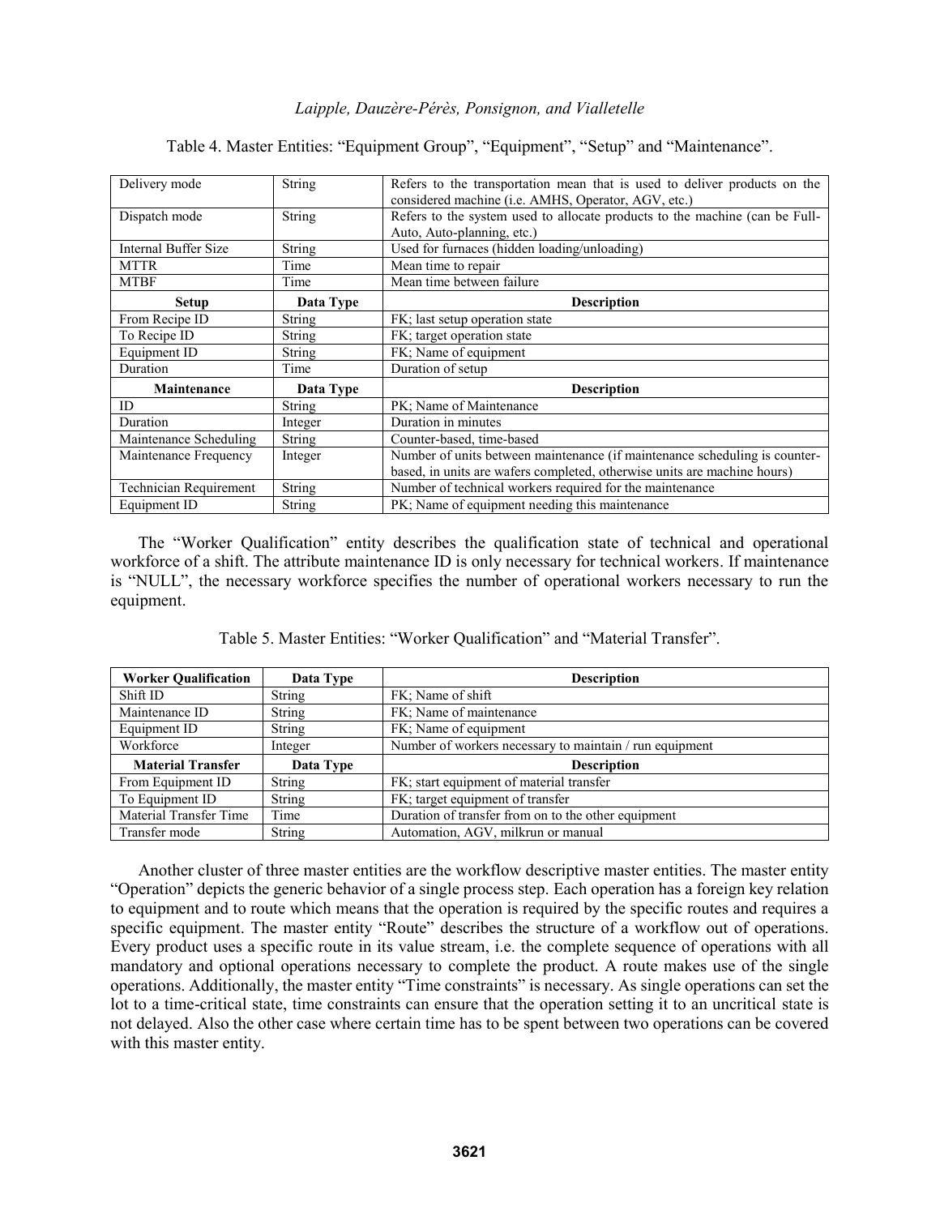Table 4. Master Entities: "Equipment Group", "Equipment", "Setup" and "Maintenance".

| Delivery mode | String | Refers to the transportation mean that is used to deliver products on the considered machine (i.e. AMHS, Operator, AGV, etc.) |
|---|---|---|
| Dispatch mode | String | Refers to the system used to allocate products to the machine (can be Full-Auto, Auto-planning, etc.) |
| Internal Buffer Size | String | Used for furnaces (hidden loading/unloading) |
| MTTR | Time | Mean time to repair |
| MTBF | Time | Mean time between failure |
| **Setup** | **Data Type** | **Description** |
| From Recipe ID | String | FK; last setup operation state |
| To Recipe ID | String | FK; target operation state |
| Equipment ID | String | FK; Name of equipment |
| Duration | Time | Duration of setup |
| **Maintenance** | **Data Type** | **Description** |
| ID | String | PK; Name of Maintenance |
| Duration | Integer | Duration in minutes |
| Maintenance Scheduling | String | Counter-based, time-based |
| Maintenance Frequency | Integer | Number of units between maintenance (if maintenance scheduling is counter-based, in units are wafers completed, otherwise units are machine hours) |
| Technician Requirement | String | Number of technical workers required for the maintenance |
| Equipment ID | String | PK; Name of equipment needing this maintenance |

The "Worker Qualification" entity describes the qualification state of technical and operational workforce of a shift. The attribute maintenance ID is only necessary for technical workers. If maintenance is "NULL", the necessary workforce specifies the number of operational workers necessary to run the equipment.

Table 5. Master Entities: "Worker Qualification" and "Material Transfer".

| **Worker Qualification** | **Data Type** | **Description** |
|---|---|---|
| Shift ID | String | FK; Name of shift |
| Maintenance ID | String | FK; Name of maintenance |
| Equipment ID | String | FK; Name of equipment |
| Workforce | Integer | Number of workers necessary to maintain / run equipment |
| **Material Transfer** | **Data Type** | **Description** |
| From Equipment ID | String | FK; start equipment of material transfer |
| To Equipment ID | String | FK; target equipment of transfer |
| Material Transfer Time | Time | Duration of transfer from on to the other equipment |
| Transfer mode | String | Automation, AGV, milkrun or manual |

Another cluster of three master entities are the workflow descriptive master entities. The master entity "Operation" depicts the generic behavior of a single process step. Each operation has a foreign key relation to equipment and to route which means that the operation is required by the specific routes and requires a specific equipment. The master entity "Route" describes the structure of a workflow out of operations. Every product uses a specific route in its value stream, i.e. the complete sequence of operations with all mandatory and optional operations necessary to complete the product. A route makes use of the single operations. Additionally, the master entity "Time constraints" is necessary. As single operations can set the lot to a time-critical state, time constraints can ensure that the operation setting it to an uncritical state is not delayed. Also the other case where certain time has to be spent between two operations can be covered with this master entity.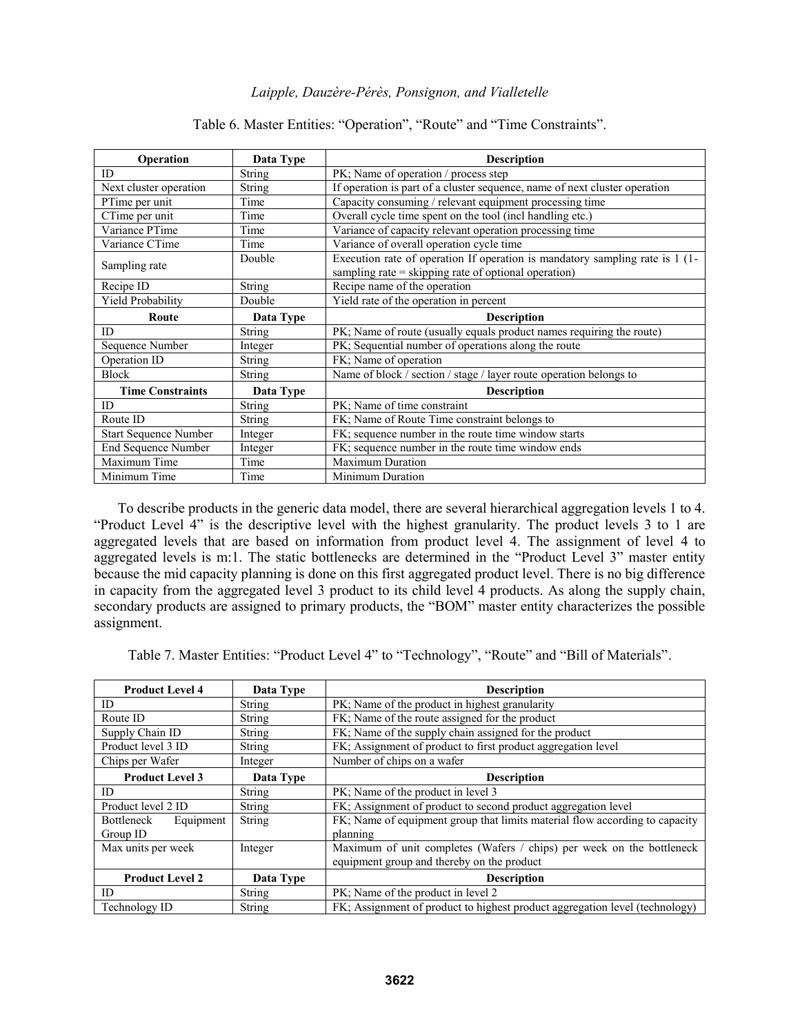Table 6. Master Entities: "Operation", "Route" and "Time Constraints".

| Operation | Data Type | Description |
|---|---|---|
| ID | String | PK; Name of operation / process step |
| Next cluster operation | String | If operation is part of a cluster sequence, name of next cluster operation |
| PTime per unit | Time | Capacity consuming / relevant equipment processing time |
| CTime per unit | Time | Overall cycle time spent on the tool (incl handling etc.) |
| Variance PTime | Time | Variance of capacity relevant operation processing time |
| Variance CTime | Time | Variance of overall operation cycle time |
| Sampling rate | Double | Execution rate of operation If operation is mandatory sampling rate is 1 (1-sampling rate = skipping rate of optional operation) |
| Recipe ID | String | Recipe name of the operation |
| Yield Probability | Double | Yield rate of the operation in percent |
| **Route** | **Data Type** | **Description** |
| ID | String | PK; Name of route (usually equals product names requiring the route) |
| Sequence Number | Integer | PK; Sequential number of operations along the route |
| Operation ID | String | FK; Name of operation |
| Block | String | Name of block / section / stage / layer route operation belongs to |
| **Time Constraints** | **Data Type** | **Description** |
| ID | String | PK; Name of time constraint |
| Route ID | String | FK; Name of Route Time constraint belongs to |
| Start Sequence Number | Integer | FK; sequence number in the route time window starts |
| End Sequence Number | Integer | FK; sequence number in the route time window ends |
| Maximum Time | Time | Maximum Duration |
| Minimum Time | Time | Minimum Duration |

To describe products in the generic data model, there are several hierarchical aggregation levels 1 to 4. "Product Level 4" is the descriptive level with the highest granularity. The product levels 3 to 1 are aggregated levels that are based on information from product level 4. The assignment of level 4 to aggregated levels is m:1. The static bottlenecks are determined in the "Product Level 3" master entity because the mid capacity planning is done on this first aggregated product level. There is no big difference in capacity from the aggregated level 3 product to its child level 4 products. As along the supply chain, secondary products are assigned to primary products, the "BOM" master entity characterizes the possible assignment.

Table 7. Master Entities: "Product Level 4" to "Technology", "Route" and "Bill of Materials".

| Product Level 4 | Data Type | Description |
|---|---|---|
| ID | String | PK; Name of the product in highest granularity |
| Route ID | String | FK; Name of the route assigned for the product |
| Supply Chain ID | String | FK; Name of the supply chain assigned for the product |
| Product level 3 ID | String | FK; Assignment of product to first product aggregation level |
| Chips per Wafer | Integer | Number of chips on a wafer |
| **Product Level 3** | **Data Type** | **Description** |
| ID | String | PK; Name of the product in level 3 |
| Product level 2 ID | String | FK; Assignment of product to second product aggregation level |
| Bottleneck Equipment Group ID | String | FK; Name of equipment group that limits material flow according to capacity planning |
| Max units per week | Integer | Maximum of unit completes (Wafers / chips) per week on the bottleneck equipment group and thereby on the product |
| **Product Level 2** | **Data Type** | **Description** |
| ID | String | PK; Name of the product in level 2 |
| Technology ID | String | FK; Assignment of product to highest product aggregation level (technology) |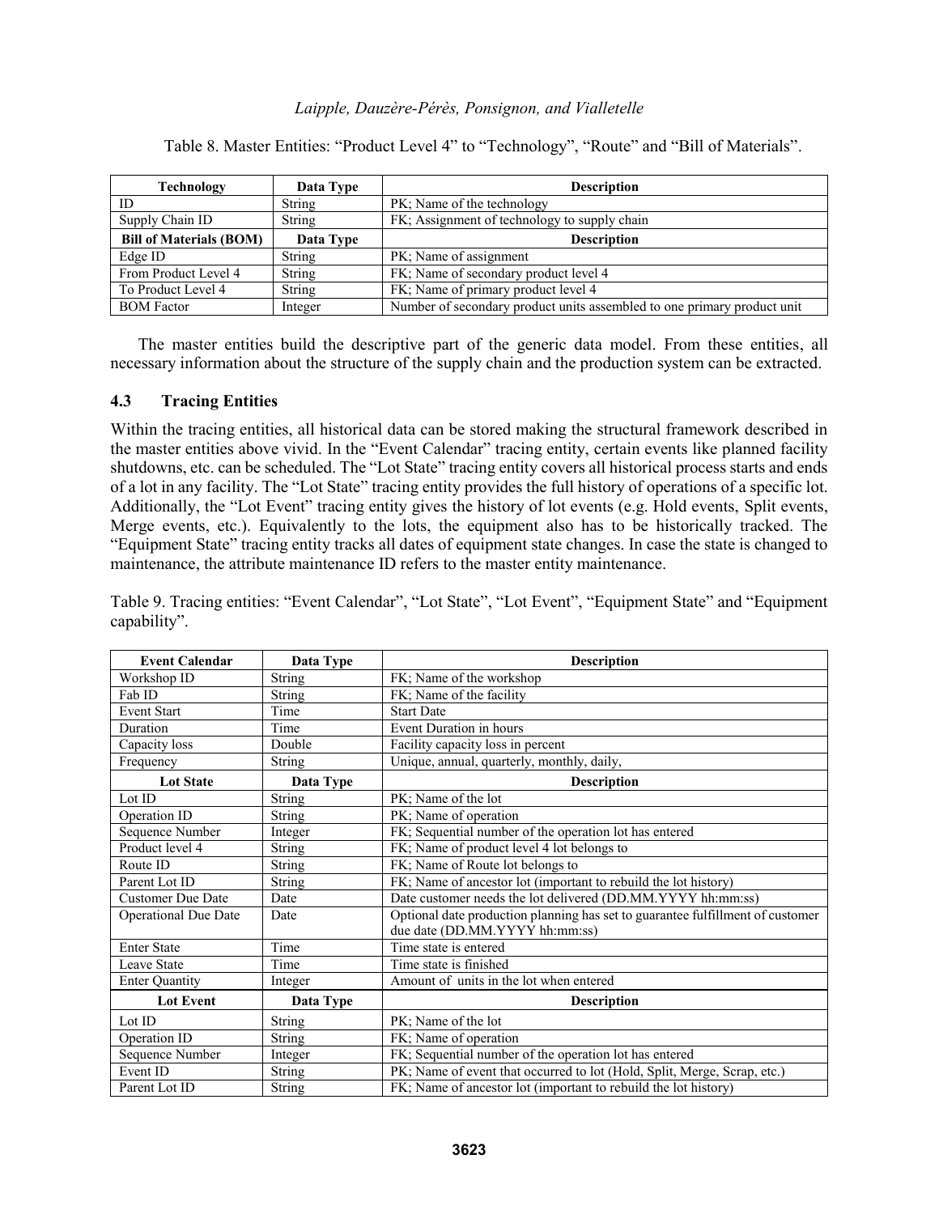Table 8. Master Entities: “Product Level 4” to “Technology”, “Route” and “Bill of Materials”.

| Technology | Data Type | Description |
| --- | --- | --- |
| ID | String | PK; Name of the technology |
| Supply Chain ID | String | FK; Assignment of technology to supply chain |
| **Bill of Materials (BOM)** | **Data Type** | **Description** |
| Edge ID | String | PK; Name of assignment |
| From Product Level 4 | String | FK; Name of secondary product level 4 |
| To Product Level 4 | String | FK; Name of primary product level 4 |
| BOM Factor | Integer | Number of secondary product units assembled to one primary product unit |

The master entities build the descriptive part of the generic data model. From these entities, all necessary information about the structure of the supply chain and the production system can be extracted.

### 4.3 Tracing Entities

Within the tracing entities, all historical data can be stored making the structural framework described in the master entities above vivid. In the “Event Calendar” tracing entity, certain events like planned facility shutdowns, etc. can be scheduled. The “Lot State” tracing entity covers all historical process starts and ends of a lot in any facility. The “Lot State” tracing entity provides the full history of operations of a specific lot. Additionally, the “Lot Event” tracing entity gives the history of lot events (e.g. Hold events, Split events, Merge events, etc.). Equivalently to the lots, the equipment also has to be historically tracked. The “Equipment State” tracing entity tracks all dates of equipment state changes. In case the state is changed to maintenance, the attribute maintenance ID refers to the master entity maintenance.

Table 9. Tracing entities: “Event Calendar”, “Lot State”, “Lot Event”, “Equipment State” and “Equipment capability”.

| Event Calendar | Data Type | Description |
| --- | --- | --- |
| Workshop ID | String | FK; Name of the workshop |
| Fab ID | String | FK; Name of the facility |
| Event Start | Time | Start Date |
| Duration | Time | Event Duration in hours |
| Capacity loss | Double | Facility capacity loss in percent |
| Frequency | String | Unique, annual, quarterly, monthly, daily, |
| **Lot State** | **Data Type** | **Description** |
| Lot ID | String | PK; Name of the lot |
| Operation ID | String | PK; Name of operation |
| Sequence Number | Integer | FK; Sequential number of the operation lot has entered |
| Product level 4 | String | FK; Name of product level 4 lot belongs to |
| Route ID | String | FK; Name of Route lot belongs to |
| Parent Lot ID | String | FK; Name of ancestor lot (important to rebuild the lot history) |
| Customer Due Date | Date | Date customer needs the lot delivered (DD.MM.YYYY hh:mm:ss) |
| Operational Due Date | Date | Optional date production planning has set to guarantee fulfillment of customer due date (DD.MM.YYYY hh:mm:ss) |
| Enter State | Time | Time state is entered |
| Leave State | Time | Time state is finished |
| Enter Quantity | Integer | Amount of units in the lot when entered |
| **Lot Event** | **Data Type** | **Description** |
| Lot ID | String | PK; Name of the lot |
| Operation ID | String | FK; Name of operation |
| Sequence Number | Integer | FK; Sequential number of the operation lot has entered |
| Event ID | String | PK; Name of event that occurred to lot (Hold, Split, Merge, Scrap, etc.) |
| Parent Lot ID | String | FK; Name of ancestor lot (important to rebuild the lot history) |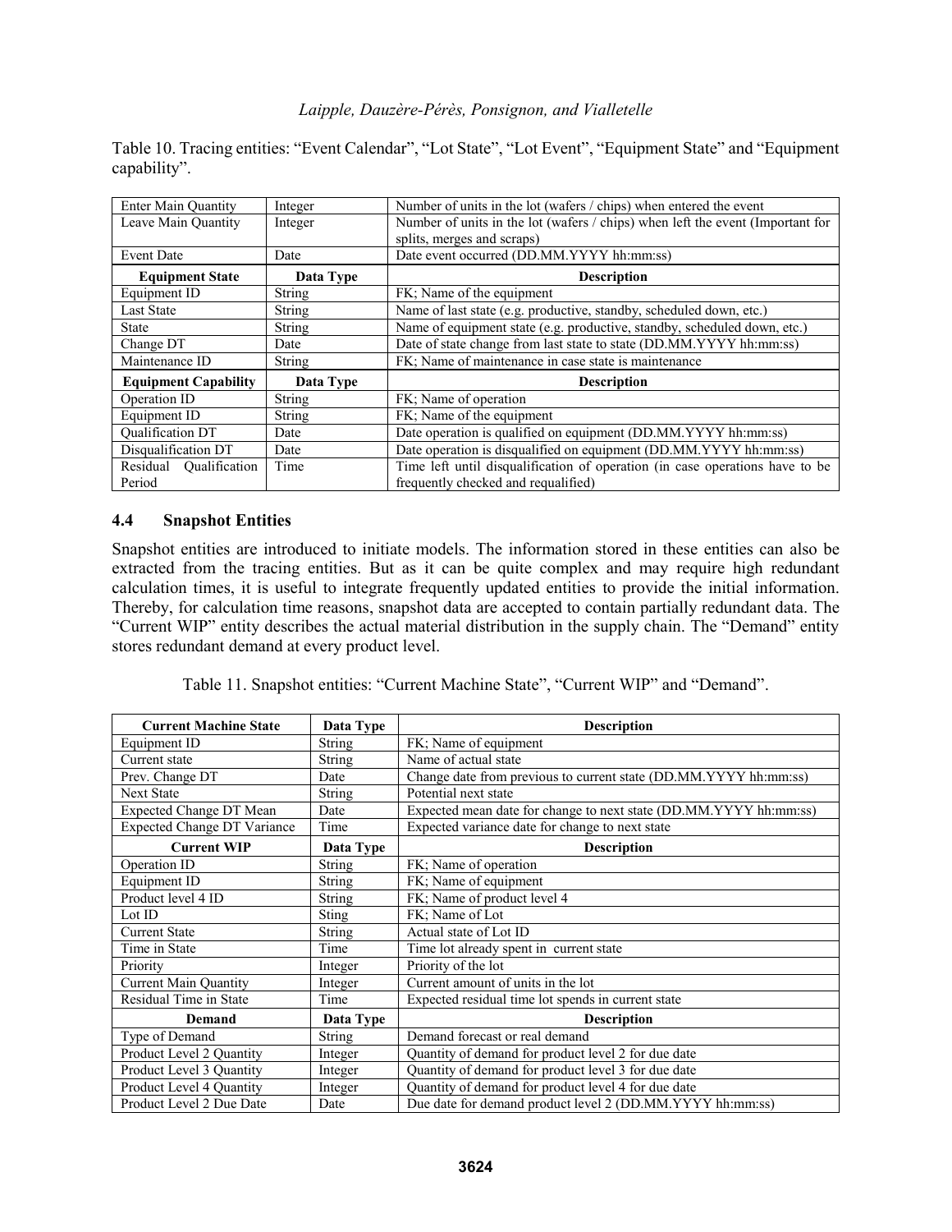Table 10. Tracing entities: "Event Calendar", "Lot State", "Lot Event", "Equipment State" and "Equipment capability".

| | | |
|---|---|---|
| Enter Main Quantity | Integer | Number of units in the lot (wafers / chips) when entered the event |
| Leave Main Quantity | Integer | Number of units in the lot (wafers / chips) when left the event (Important for splits, merges and scraps) |
| Event Date | Date | Date event occurred (DD.MM.YYYY hh:mm:ss) |
| **Equipment State** | **Data Type** | **Description** |
| Equipment ID | String | FK; Name of the equipment |
| Last State | String | Name of last state (e.g. productive, standby, scheduled down, etc.) |
| State | String | Name of equipment state (e.g. productive, standby, scheduled down, etc.) |
| Change DT | Date | Date of state change from last state to state (DD.MM.YYYY hh:mm:ss) |
| Maintenance ID | String | FK; Name of maintenance in case state is maintenance |
| **Equipment Capability** | **Data Type** | **Description** |
| Operation ID | String | FK; Name of operation |
| Equipment ID | String | FK; Name of the equipment |
| Qualification DT | Date | Date operation is qualified on equipment (DD.MM.YYYY hh:mm:ss) |
| Disqualification DT | Date | Date operation is disqualified on equipment (DD.MM.YYYY hh:mm:ss) |
| Residual Qualification Period | Time | Time left until disqualification of operation (in case operations have to be frequently checked and requalified) |

### 4.4 Snapshot Entities

Snapshot entities are introduced to initiate models. The information stored in these entities can also be extracted from the tracing entities. But as it can be quite complex and may require high redundant calculation times, it is useful to integrate frequently updated entities to provide the initial information. Thereby, for calculation time reasons, snapshot data are accepted to contain partially redundant data. The "Current WIP" entity describes the actual material distribution in the supply chain. The "Demand" entity stores redundant demand at every product level.

Table 11. Snapshot entities: "Current Machine State", "Current WIP" and "Demand".

| Current Machine State | Data Type | Description |
|---|---|---|
| Equipment ID | String | FK; Name of equipment |
| Current state | String | Name of actual state |
| Prev. Change DT | Date | Change date from previous to current state (DD.MM.YYYY hh:mm:ss) |
| Next State | String | Potential next state |
| Expected Change DT Mean | Date | Expected mean date for change to next state (DD.MM.YYYY hh:mm:ss) |
| Expected Change DT Variance | Time | Expected variance date for change to next state |
| **Current WIP** | **Data Type** | **Description** |
| Operation ID | String | FK; Name of operation |
| Equipment ID | String | FK; Name of equipment |
| Product level 4 ID | String | FK; Name of product level 4 |
| Lot ID | Sting | FK; Name of Lot |
| Current State | String | Actual state of Lot ID |
| Time in State | Time | Time lot already spent in current state |
| Priority | Integer | Priority of the lot |
| Current Main Quantity | Integer | Current amount of units in the lot |
| Residual Time in State | Time | Expected residual time lot spends in current state |
| **Demand** | **Data Type** | **Description** |
| Type of Demand | String | Demand forecast or real demand |
| Product Level 2 Quantity | Integer | Quantity of demand for product level 2 for due date |
| Product Level 3 Quantity | Integer | Quantity of demand for product level 3 for due date |
| Product Level 4 Quantity | Integer | Quantity of demand for product level 4 for due date |
| Product Level 2 Due Date | Date | Due date for demand product level 2 (DD.MM.YYYY hh:mm:ss) |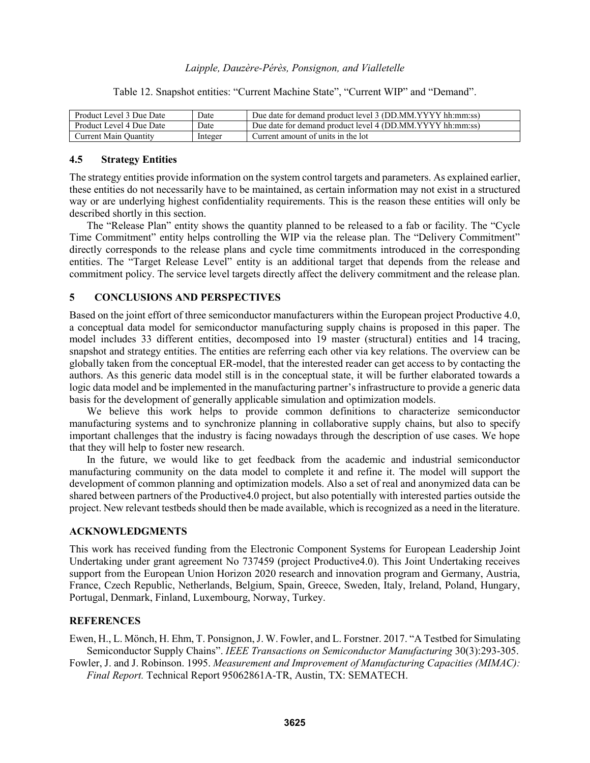Table 12. Snapshot entities: “Current Machine State”, “Current WIP” and “Demand”.

| | | |
|---|---|---|
| Product Level 3 Due Date | Date | Due date for demand product level 3 (DD.MM.YYYY hh:mm:ss) |
| Product Level 4 Due Date | Date | Due date for demand product level 4 (DD.MM.YYYY hh:mm:ss) |
| Current Main Quantity | Integer | Current amount of units in the lot |

### 4.5 Strategy Entities

The strategy entities provide information on the system control targets and parameters. As explained earlier, these entities do not necessarily have to be maintained, as certain information may not exist in a structured way or are underlying highest confidentiality requirements. This is the reason these entities will only be described shortly in this section.

The “Release Plan” entity shows the quantity planned to be released to a fab or facility. The “Cycle Time Commitment” entity helps controlling the WIP via the release plan. The “Delivery Commitment” directly corresponds to the release plans and cycle time commitments introduced in the corresponding entities. The “Target Release Level” entity is an additional target that depends from the release and commitment policy. The service level targets directly affect the delivery commitment and the release plan.

## 5 CONCLUSIONS AND PERSPECTIVES

Based on the joint effort of three semiconductor manufacturers within the European project Productive 4.0, a conceptual data model for semiconductor manufacturing supply chains is proposed in this paper. The model includes 33 different entities, decomposed into 19 master (structural) entities and 14 tracing, snapshot and strategy entities. The entities are referring each other via key relations. The overview can be globally taken from the conceptual ER-model, that the interested reader can get access to by contacting the authors. As this generic data model still is in the conceptual state, it will be further elaborated towards a logic data model and be implemented in the manufacturing partner’s infrastructure to provide a generic data basis for the development of generally applicable simulation and optimization models.

We believe this work helps to provide common definitions to characterize semiconductor manufacturing systems and to synchronize planning in collaborative supply chains, but also to specify important challenges that the industry is facing nowadays through the description of use cases. We hope that they will help to foster new research.

In the future, we would like to get feedback from the academic and industrial semiconductor manufacturing community on the data model to complete it and refine it. The model will support the development of common planning and optimization models. Also a set of real and anonymized data can be shared between partners of the Productive4.0 project, but also potentially with interested parties outside the project. New relevant testbeds should then be made available, which is recognized as a need in the literature.

## ACKNOWLEDGMENTS

This work has received funding from the Electronic Component Systems for European Leadership Joint Undertaking under grant agreement No 737459 (project Productive4.0). This Joint Undertaking receives support from the European Union Horizon 2020 research and innovation program and Germany, Austria, France, Czech Republic, Netherlands, Belgium, Spain, Greece, Sweden, Italy, Ireland, Poland, Hungary, Portugal, Denmark, Finland, Luxembourg, Norway, Turkey.

## REFERENCES

Ewen, H., L. Mönch, H. Ehm, T. Ponsignon, J. W. Fowler, and L. Forstner. 2017. “A Testbed for Simulating Semiconductor Supply Chains”. *IEEE Transactions on Semiconductor Manufacturing* 30(3):293-305.

Fowler, J. and J. Robinson. 1995. *Measurement and Improvement of Manufacturing Capacities (MIMAC): Final Report.* Technical Report 95062861A-TR, Austin, TX: SEMATECH.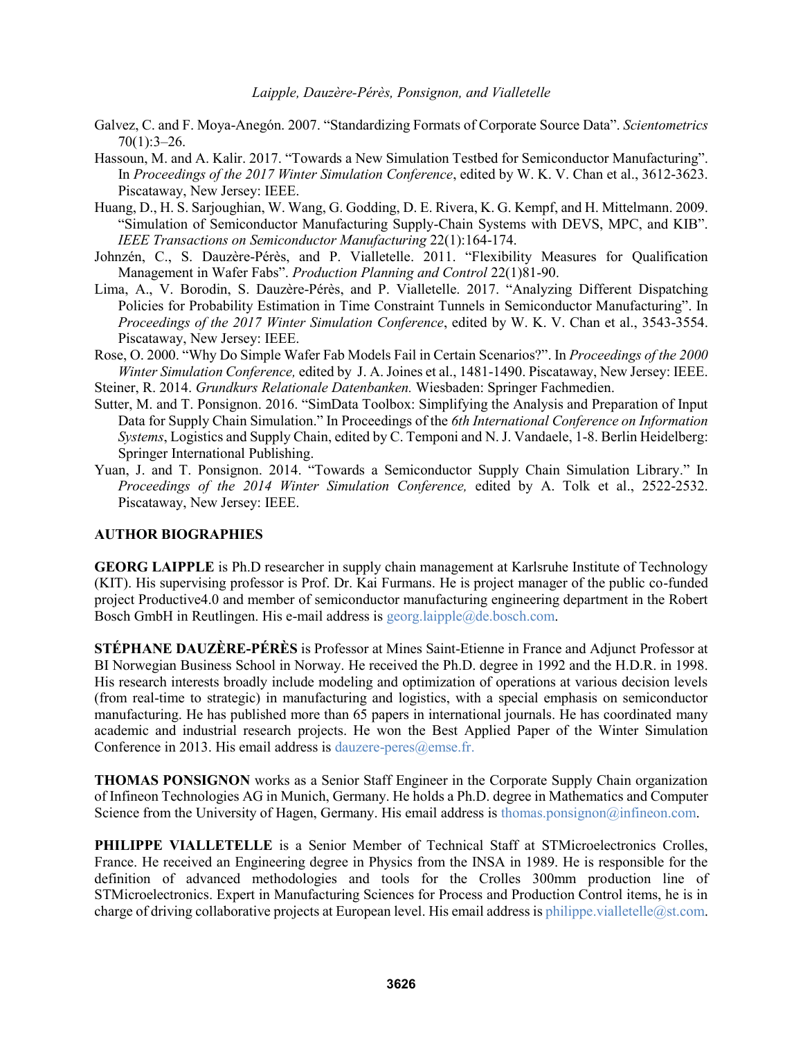Galvez, C. and F. Moya-Anegón. 2007. "Standardizing Formats of Corporate Source Data". *Scientometrics* 70(1):3–26.

Hassoun, M. and A. Kalir. 2017. "Towards a New Simulation Testbed for Semiconductor Manufacturing". In *Proceedings of the 2017 Winter Simulation Conference*, edited by W. K. V. Chan et al., 3612-3623. Piscataway, New Jersey: IEEE.

Huang, D., H. S. Sarjoughian, W. Wang, G. Godding, D. E. Rivera, K. G. Kempf, and H. Mittelmann. 2009. "Simulation of Semiconductor Manufacturing Supply-Chain Systems with DEVS, MPC, and KIB". *IEEE Transactions on Semiconductor Manufacturing* 22(1):164-174.

Johnzén, C., S. Dauzère-Pérès, and P. Vialletelle. 2011. "Flexibility Measures for Qualification Management in Wafer Fabs". *Production Planning and Control* 22(1)81-90.

Lima, A., V. Borodin, S. Dauzère-Pérès, and P. Vialletelle. 2017. "Analyzing Different Dispatching Policies for Probability Estimation in Time Constraint Tunnels in Semiconductor Manufacturing". In *Proceedings of the 2017 Winter Simulation Conference*, edited by W. K. V. Chan et al., 3543-3554. Piscataway, New Jersey: IEEE.

Rose, O. 2000. "Why Do Simple Wafer Fab Models Fail in Certain Scenarios?". In *Proceedings of the 2000 Winter Simulation Conference,* edited by J. A. Joines et al., 1481-1490. Piscataway, New Jersey: IEEE.

Steiner, R. 2014. *Grundkurs Relationale Datenbanken.* Wiesbaden: Springer Fachmedien.

Sutter, M. and T. Ponsignon. 2016. "SimData Toolbox: Simplifying the Analysis and Preparation of Input Data for Supply Chain Simulation." In Proceedings of the *6th International Conference on Information Systems*, Logistics and Supply Chain, edited by C. Temponi and N. J. Vandaele, 1-8. Berlin Heidelberg: Springer International Publishing.

Yuan, J. and T. Ponsignon. 2014. "Towards a Semiconductor Supply Chain Simulation Library." In *Proceedings of the 2014 Winter Simulation Conference,* edited by A. Tolk et al., 2522-2532. Piscataway, New Jersey: IEEE.

## AUTHOR BIOGRAPHIES

**GEORG LAIPPLE** is Ph.D researcher in supply chain management at Karlsruhe Institute of Technology (KIT). His supervising professor is Prof. Dr. Kai Furmans. He is project manager of the public co-funded project Productive4.0 and member of semiconductor manufacturing engineering department in the Robert Bosch GmbH in Reutlingen. His e-mail address is georg.laipple@de.bosch.com.

**STÉPHANE DAUZÈRE-PÉRÈS** is Professor at Mines Saint-Etienne in France and Adjunct Professor at BI Norwegian Business School in Norway. He received the Ph.D. degree in 1992 and the H.D.R. in 1998. His research interests broadly include modeling and optimization of operations at various decision levels (from real-time to strategic) in manufacturing and logistics, with a special emphasis on semiconductor manufacturing. He has published more than 65 papers in international journals. He has coordinated many academic and industrial research projects. He won the Best Applied Paper of the Winter Simulation Conference in 2013. His email address is dauzere-peres@emse.fr.

**THOMAS PONSIGNON** works as a Senior Staff Engineer in the Corporate Supply Chain organization of Infineon Technologies AG in Munich, Germany. He holds a Ph.D. degree in Mathematics and Computer Science from the University of Hagen, Germany. His email address is thomas.ponsignon@infineon.com.

**PHILIPPE VIALLETELLE** is a Senior Member of Technical Staff at STMicroelectronics Crolles, France. He received an Engineering degree in Physics from the INSA in 1989. He is responsible for the definition of advanced methodologies and tools for the Crolles 300mm production line of STMicroelectronics. Expert in Manufacturing Sciences for Process and Production Control items, he is in charge of driving collaborative projects at European level. His email address is philippe.vialletelle@st.com.